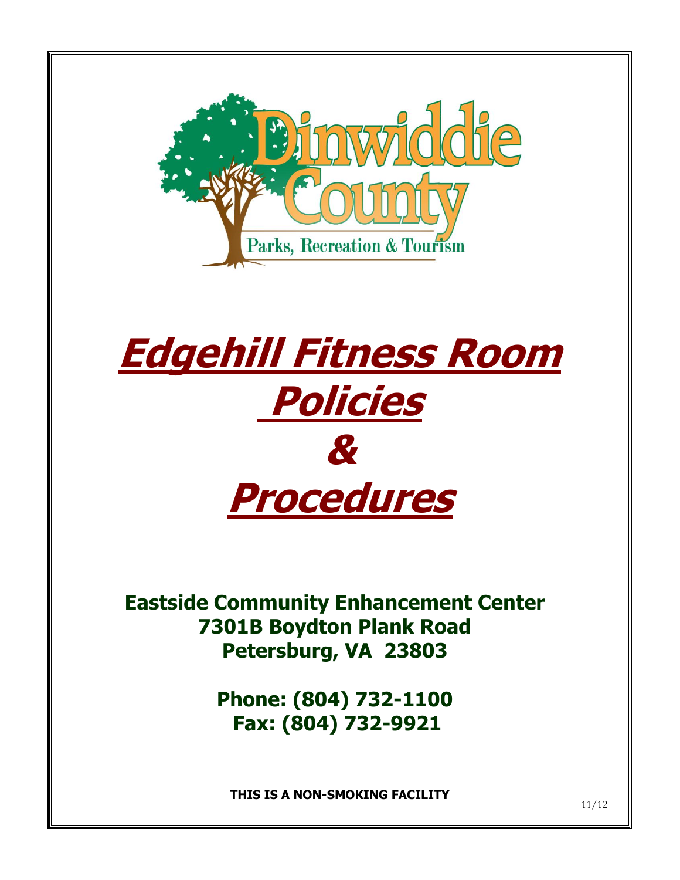Dinwiddie County

Parks, Recreation & Tourism

# Edgehill Fitness Room Policies & Procedures

**Eastside Community Enhancement Center**
**7301B Boydton Plank Road**
**Petersburg, VA 23803**

**Phone: (804) 732-1100**
**Fax: (804) 732-9921**

**THIS IS A NON-SMOKING FACILITY**

11/12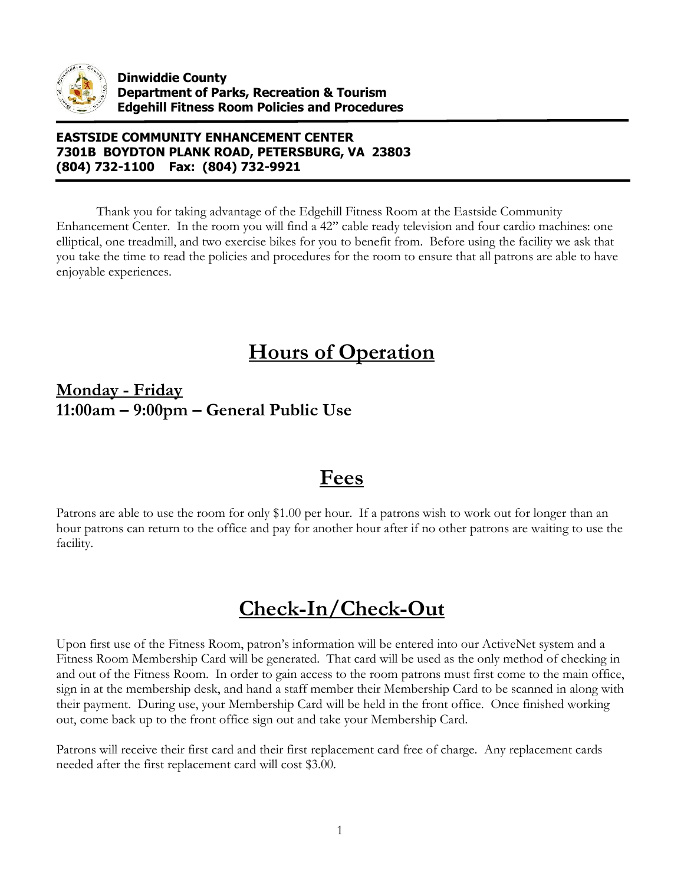**Dinwiddie County**
**Department of Parks, Recreation & Tourism**
**Edgehill Fitness Room Policies and Procedures**

**EASTSIDE COMMUNITY ENHANCEMENT CENTER**
**7301B BOYDTON PLANK ROAD, PETERSBURG, VA 23803**
**(804) 732-1100 Fax: (804) 732-9921**

Thank you for taking advantage of the Edgehill Fitness Room at the Eastside Community Enhancement Center. In the room you will find a 42" cable ready television and four cardio machines: one elliptical, one treadmill, and two exercise bikes for you to benefit from. Before using the facility we ask that you take the time to read the policies and procedures for the room to ensure that all patrons are able to have enjoyable experiences.

# Hours of Operation

**Monday - Friday**
**11:00am – 9:00pm – General Public Use**

# Fees

Patrons are able to use the room for only $1.00 per hour. If a patrons wish to work out for longer than an hour patrons can return to the office and pay for another hour after if no other patrons are waiting to use the facility.

# Check-In/Check-Out

Upon first use of the Fitness Room, patron's information will be entered into our ActiveNet system and a Fitness Room Membership Card will be generated. That card will be used as the only method of checking in and out of the Fitness Room. In order to gain access to the room patrons must first come to the main office, sign in at the membership desk, and hand a staff member their Membership Card to be scanned in along with their payment. During use, your Membership Card will be held in the front office. Once finished working out, come back up to the front office sign out and take your Membership Card.

Patrons will receive their first card and their first replacement card free of charge. Any replacement cards needed after the first replacement card will cost $3.00.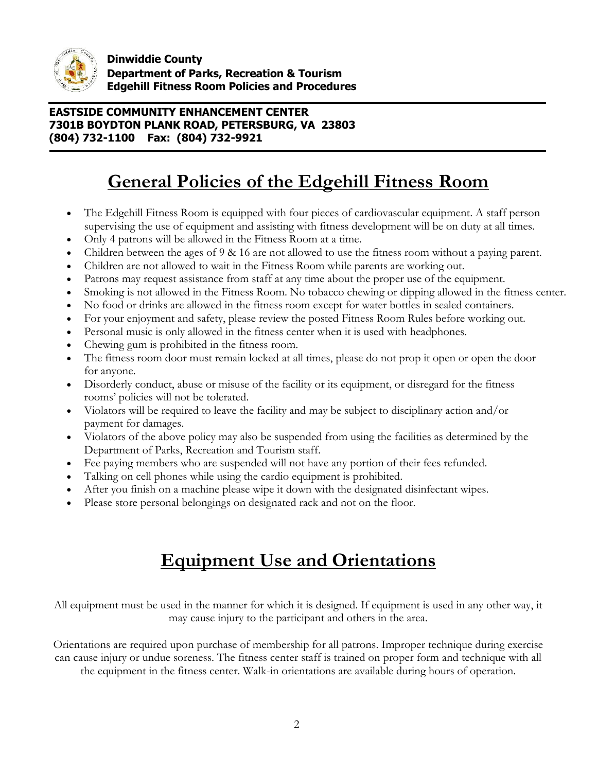**Dinwiddie County**
**Department of Parks, Recreation & Tourism**
**Edgehill Fitness Room Policies and Procedures**

**EASTSIDE COMMUNITY ENHANCEMENT CENTER**
**7301B BOYDTON PLANK ROAD, PETERSBURG, VA 23803**
**(804) 732-1100 Fax: (804) 732-9921**

# General Policies of the Edgehill Fitness Room

- The Edgehill Fitness Room is equipped with four pieces of cardiovascular equipment. A staff person supervising the use of equipment and assisting with fitness development will be on duty at all times.
- Only 4 patrons will be allowed in the Fitness Room at a time.
- Children between the ages of 9 & 16 are not allowed to use the fitness room without a paying parent.
- Children are not allowed to wait in the Fitness Room while parents are working out.
- Patrons may request assistance from staff at any time about the proper use of the equipment.
- Smoking is not allowed in the Fitness Room. No tobacco chewing or dipping allowed in the fitness center.
- No food or drinks are allowed in the fitness room except for water bottles in sealed containers.
- For your enjoyment and safety, please review the posted Fitness Room Rules before working out.
- Personal music is only allowed in the fitness center when it is used with headphones.
- Chewing gum is prohibited in the fitness room.
- The fitness room door must remain locked at all times, please do not prop it open or open the door for anyone.
- Disorderly conduct, abuse or misuse of the facility or its equipment, or disregard for the fitness rooms' policies will not be tolerated.
- Violators will be required to leave the facility and may be subject to disciplinary action and/or payment for damages.
- Violators of the above policy may also be suspended from using the facilities as determined by the Department of Parks, Recreation and Tourism staff.
- Fee paying members who are suspended will not have any portion of their fees refunded.
- Talking on cell phones while using the cardio equipment is prohibited.
- After you finish on a machine please wipe it down with the designated disinfectant wipes.
- Please store personal belongings on designated rack and not on the floor.

# Equipment Use and Orientations

All equipment must be used in the manner for which it is designed. If equipment is used in any other way, it may cause injury to the participant and others in the area.

Orientations are required upon purchase of membership for all patrons. Improper technique during exercise can cause injury or undue soreness. The fitness center staff is trained on proper form and technique with all the equipment in the fitness center. Walk-in orientations are available during hours of operation.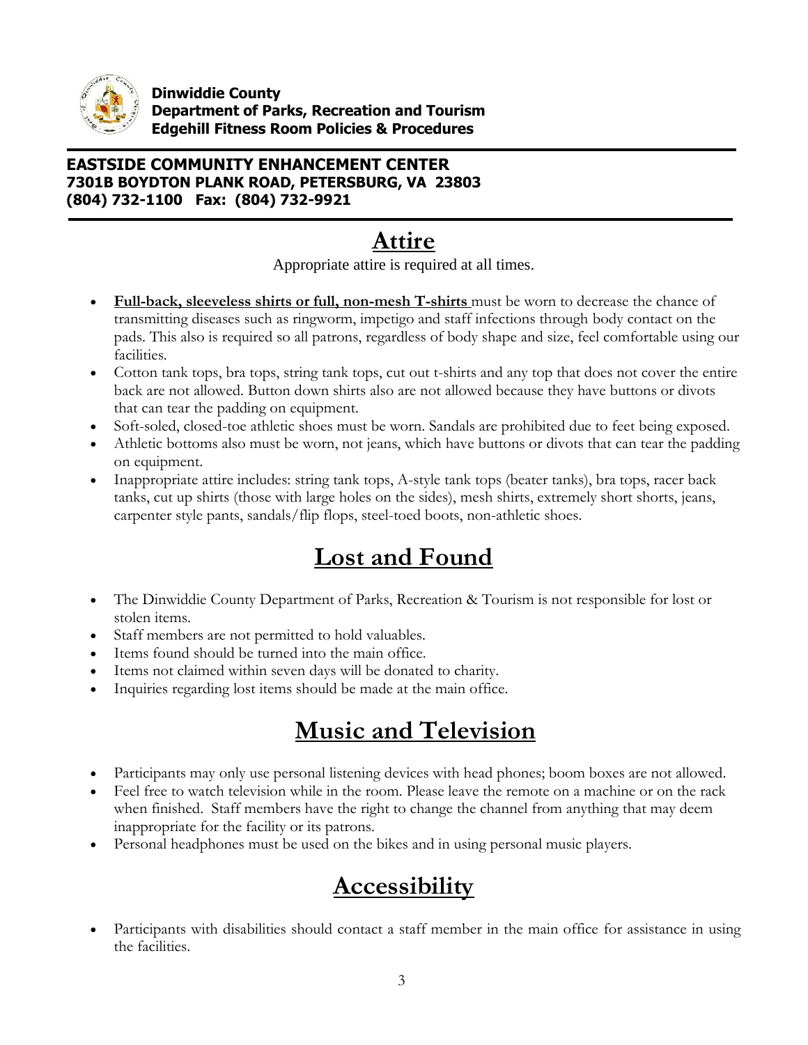**Dinwiddie County**
**Department of Parks, Recreation and Tourism**
**Edgehill Fitness Room Policies & Procedures**

**EASTSIDE COMMUNITY ENHANCEMENT CENTER**
**7301B BOYDTON PLANK ROAD, PETERSBURG, VA 23803**
**(804) 732-1100 Fax: (804) 732-9921**

# Attire

Appropriate attire is required at all times.

- **Full-back, sleeveless shirts or full, non-mesh T-shirts** must be worn to decrease the chance of transmitting diseases such as ringworm, impetigo and staff infections through body contact on the pads. This also is required so all patrons, regardless of body shape and size, feel comfortable using our facilities.
- Cotton tank tops, bra tops, string tank tops, cut out t-shirts and any top that does not cover the entire back are not allowed. Button down shirts also are not allowed because they have buttons or divots that can tear the padding on equipment.
- Soft-soled, closed-toe athletic shoes must be worn. Sandals are prohibited due to feet being exposed.
- Athletic bottoms also must be worn, not jeans, which have buttons or divots that can tear the padding on equipment.
- Inappropriate attire includes: string tank tops, A-style tank tops (beater tanks), bra tops, racer back tanks, cut up shirts (those with large holes on the sides), mesh shirts, extremely short shorts, jeans, carpenter style pants, sandals/flip flops, steel-toed boots, non-athletic shoes.

# Lost and Found

- The Dinwiddie County Department of Parks, Recreation & Tourism is not responsible for lost or stolen items.
- Staff members are not permitted to hold valuables.
- Items found should be turned into the main office.
- Items not claimed within seven days will be donated to charity.
- Inquiries regarding lost items should be made at the main office.

# Music and Television

- Participants may only use personal listening devices with head phones; boom boxes are not allowed.
- Feel free to watch television while in the room. Please leave the remote on a machine or on the rack when finished. Staff members have the right to change the channel from anything that may deem inappropriate for the facility or its patrons.
- Personal headphones must be used on the bikes and in using personal music players.

# Accessibility

- Participants with disabilities should contact a staff member in the main office for assistance in using the facilities.